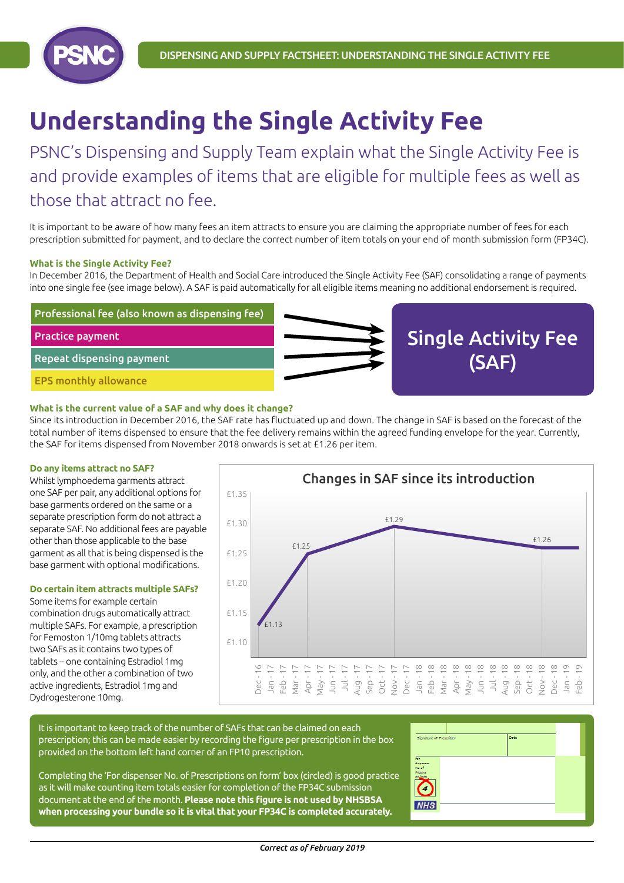# Understanding the Single Activity Fee

PSNC's Dispensing and Supply Team explain what the Single Activity Fee is and provide examples of items that are eligible for multiple fees as well as those that attract no fee.

It is important to be aware of how many fees an item attracts to ensure you are claiming the appropriate number of fees for each prescription submitted for payment, and to declare the correct number of item totals on your end of month submission form (FP34C).

### What is the Single Activity Fee?

In December 2016, the Department of Health and Social Care introduced the Single Activity Fee (SAF) consolidating a range of payments into one single fee (see image below). A SAF is paid automatically for all eligible items meaning no additional endorsement is required.

- Professional fee (also known as dispensing fee)
- Practice payment
- Repeat dispensing payment
- EPS monthly allowance

→ **Single Activity Fee (SAF)**

### What is the current value of a SAF and why does it change?

Since its introduction in December 2016, the SAF rate has fluctuated up and down. The change in SAF is based on the forecast of the total number of items dispensed to ensure that the fee delivery remains within the agreed funding envelope for the year. Currently, the SAF for items dispensed from November 2018 onwards is set at £1.26 per item.

### Do any items attract no SAF?

Whilst lymphoedema garments attract one SAF per pair, any additional options for base garments ordered on the same or a separate prescription form do not attract a separate SAF. No additional fees are payable other than those applicable to the base garment as all that is being dispensed is the base garment with optional modifications.

### Do certain item attracts multiple SAFs?

Some items for example certain combination drugs automatically attract multiple SAFs. For example, a prescription for Femoston 1/10mg tablets attracts two SAFs as it contains two types of tablets – one containing Estradiol 1mg only, and the other a combination of two active ingredients, Estradiol 1mg and Dydrogesterone 10mg.

**Changes in SAF since its introduction**

| Month | SAF |
|---|---|
| Dec - 16 | £1.13 |
| Apr - 17 | £1.25 |
| Nov - 17 | £1.29 |
| Nov - 18 | £1.26 |

It is important to keep track of the number of SAFs that can be claimed on each prescription; this can be made easier by recording the figure per prescription in the box provided on the bottom left hand corner of an FP10 prescription.

Completing the 'For dispenser No. of Prescriptions on form' box (circled) is good practice as it will make counting item totals easier for completion of the FP34C submission document at the end of the month. **Please note this figure is not used by NHSBSA when processing your bundle so it is vital that your FP34C is completed accurately.**

*Correct as of February 2019*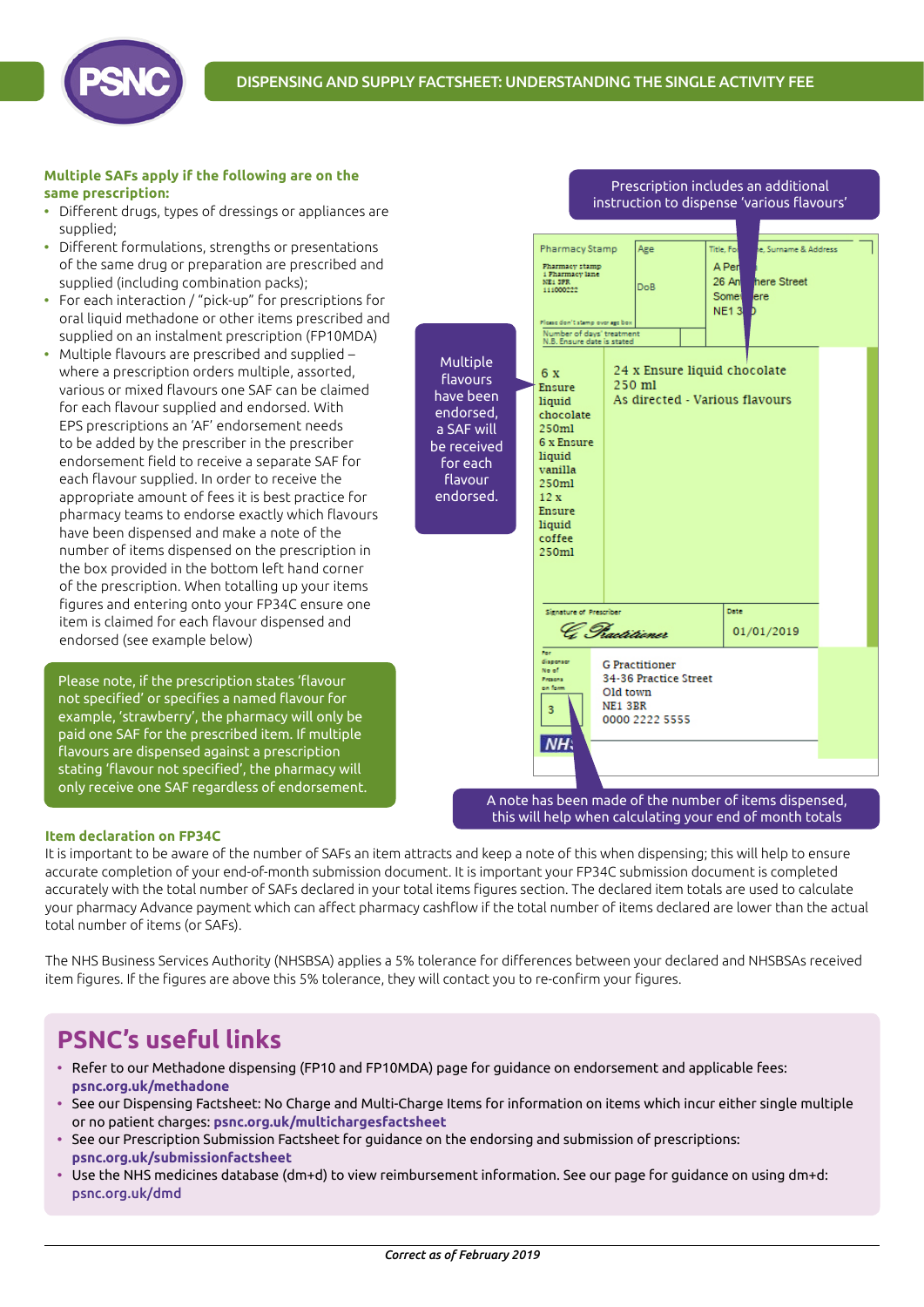# DISPENSING AND SUPPLY FACTSHEET: UNDERSTANDING THE SINGLE ACTIVITY FEE

**Multiple SAFs apply if the following are on the same prescription:**

- Different drugs, types of dressings or appliances are supplied;
- Different formulations, strengths or presentations of the same drug or preparation are prescribed and supplied (including combination packs);
- For each interaction / "pick-up" for prescriptions for oral liquid methadone or other items prescribed and supplied on an instalment prescription (FP10MDA)
- Multiple flavours are prescribed and supplied – where a prescription orders multiple, assorted, various or mixed flavours one SAF can be claimed for each flavour supplied and endorsed. With EPS prescriptions an 'AF' endorsement needs to be added by the prescriber in the prescriber endorsement field to receive a separate SAF for each flavour supplied. In order to receive the appropriate amount of fees it is best practice for pharmacy teams to endorse exactly which flavours have been dispensed and make a note of the number of items dispensed on the prescription in the box provided in the bottom left hand corner of the prescription. When totalling up your items figures and entering onto your FP34C ensure one item is claimed for each flavour dispensed and endorsed (see example below)

Please note, if the prescription states 'flavour not specified' or specifies a named flavour for example, 'strawberry', the pharmacy will only be paid one SAF for the prescribed item. If multiple flavours are dispensed against a prescription stating 'flavour not specified', the pharmacy will only receive one SAF regardless of endorsement.

Prescription includes an additional instruction to dispense 'various flavours'

Multiple flavours have been endorsed, a SAF will be received for each flavour endorsed.

A note has been made of the number of items dispensed, this will help when calculating your end of month totals

### Item declaration on FP34C

It is important to be aware of the number of SAFs an item attracts and keep a note of this when dispensing; this will help to ensure accurate completion of your end-of-month submission document. It is important your FP34C submission document is completed accurately with the total number of SAFs declared in your total items figures section. The declared item totals are used to calculate your pharmacy Advance payment which can affect pharmacy cashflow if the total number of items declared are lower than the actual total number of items (or SAFs).

The NHS Business Services Authority (NHSBSA) applies a 5% tolerance for differences between your declared and NHSBSAs received item figures. If the figures are above this 5% tolerance, they will contact you to re-confirm your figures.

## PSNC's useful links

- Refer to our Methadone dispensing (FP10 and FP10MDA) page for guidance on endorsement and applicable fees: **psnc.org.uk/methadone**
- See our Dispensing Factsheet: No Charge and Multi-Charge Items for information on items which incur either single multiple or no patient charges: **psnc.org.uk/multichargesfactsheet**
- See our Prescription Submission Factsheet for guidance on the endorsing and submission of prescriptions: **psnc.org.uk/submissionfactsheet**
- Use the NHS medicines database (dm+d) to view reimbursement information. See our page for guidance on using dm+d: **psnc.org.uk/dmd**

*Correct as of February 2019*